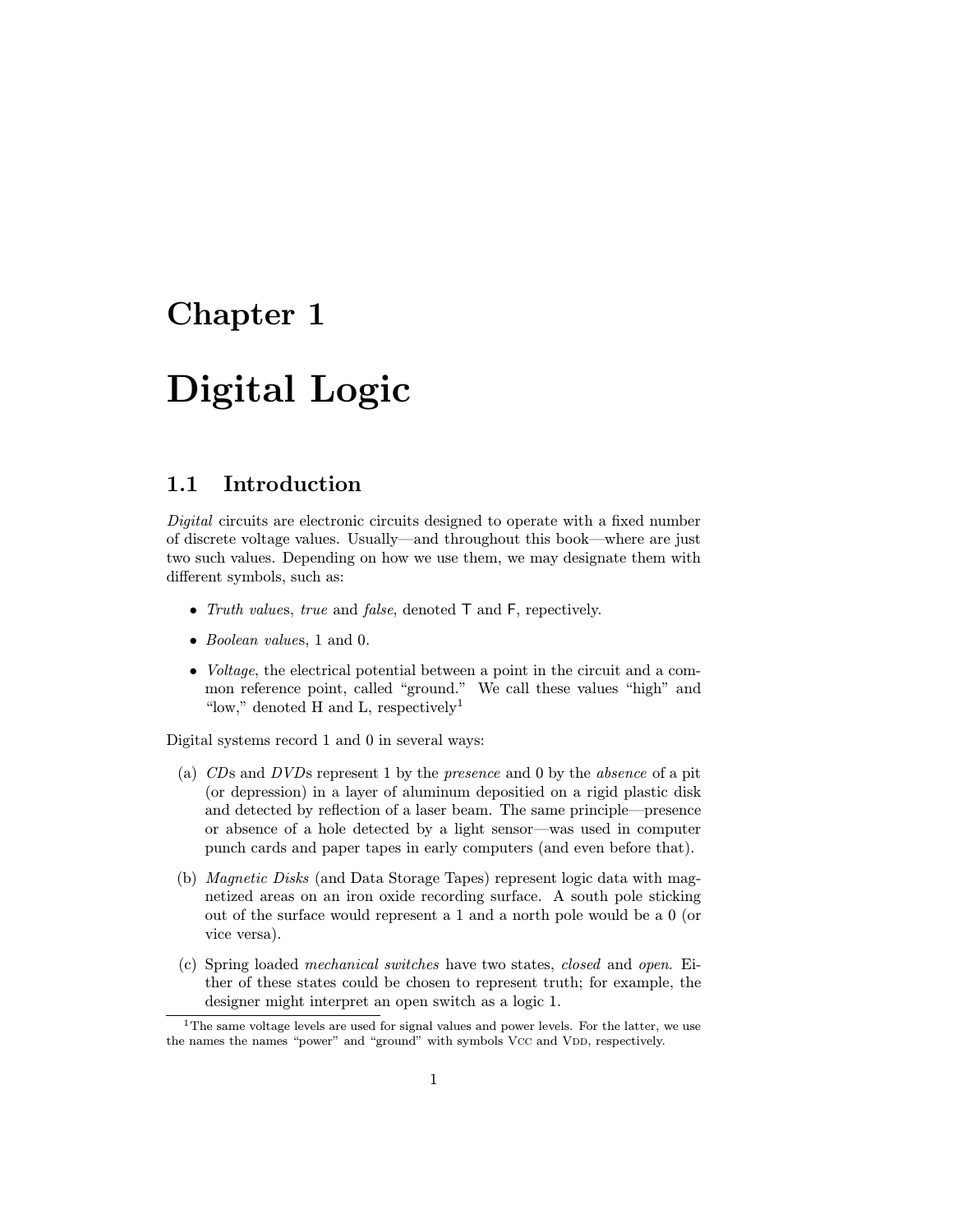# Chapter 1

# Digital Logic

## 1.1 Introduction

*Digital* circuits are electronic circuits designed to operate with a fixed number of discrete voltage values. Usually—and throughout this book—where are just two such values. Depending on how we use them, we may designate them with different symbols, such as:

- *Truth value*s, *true* and *false*, denoted T and F, repectively.
- *Boolean value*s, 1 and 0.
- *Voltage*, the electrical potential between a point in the circuit and a common reference point, called "ground." We call these values "high" and "low," denoted H and L, respectively[1]

Digital systems record 1 and 0 in several ways:

(a) *CD*s and *DVD*s represent 1 by the *presence* and 0 by the *absence* of a pit (or depression) in a layer of aluminum depositied on a rigid plastic disk and detected by reflection of a laser beam. The same principle—presence or absence of a hole detected by a light sensor—was used in computer punch cards and paper tapes in early computers (and even before that).

(b) *Magnetic Disks* (and Data Storage Tapes) represent logic data with magnetized areas on an iron oxide recording surface. A south pole sticking out of the surface would represent a 1 and a north pole would be a 0 (or vice versa).

(c) Spring loaded *mechanical switches* have two states, *closed* and *open*. Either of these states could be chosen to represent truth; for example, the designer might interpret an open switch as a logic 1.

[1] The same voltage levels are used for signal values and power levels. For the latter, we use the names the names "power" and "ground" with symbols VCC and VDD, respectively.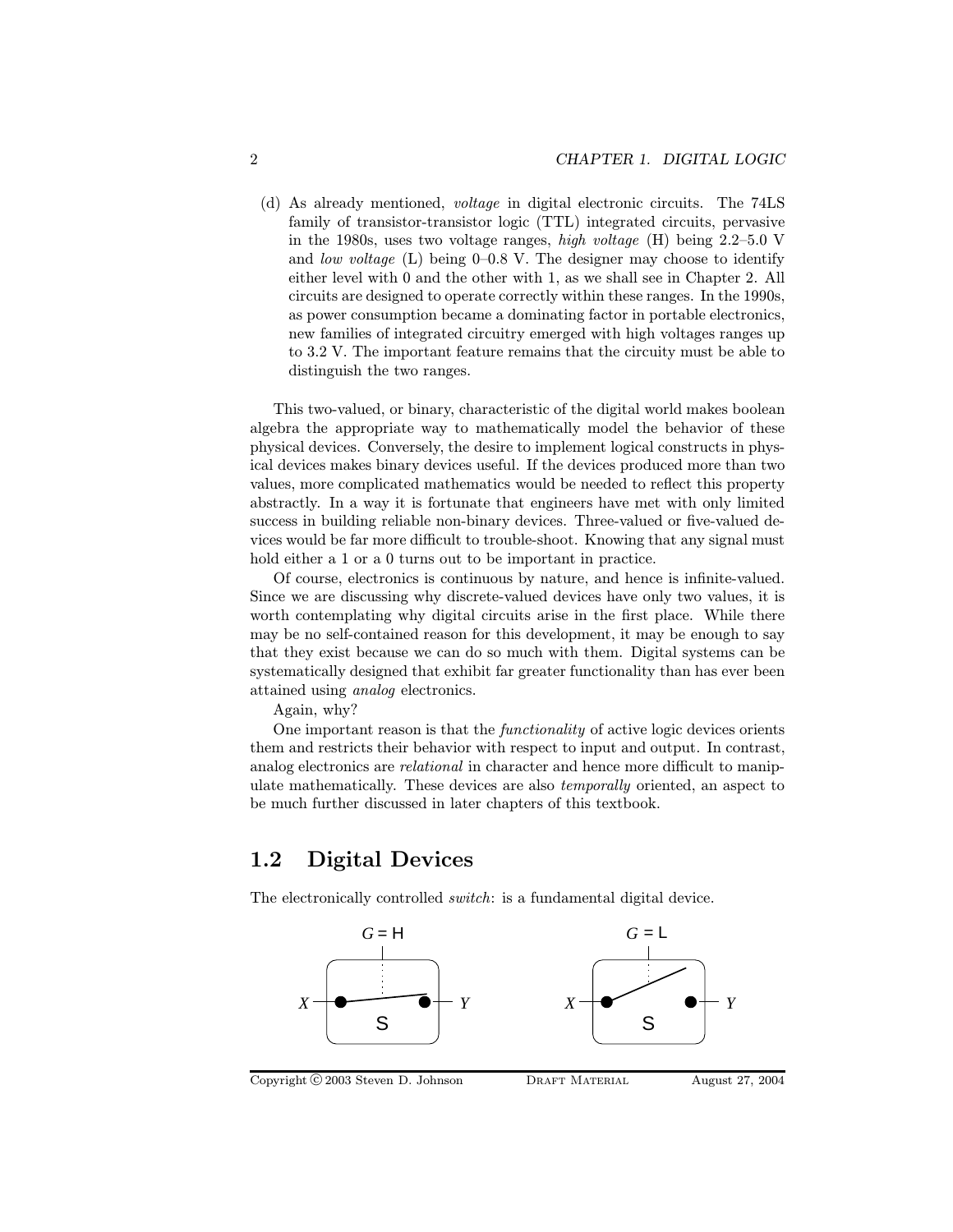(d) As already mentioned, *voltage* in digital electronic circuits. The 74LS family of transistor-transistor logic (TTL) integrated circuits, pervasive in the 1980s, uses two voltage ranges, *high voltage* (H) being 2.2–5.0 V and *low voltage* (L) being 0–0.8 V. The designer may choose to identify either level with 0 and the other with 1, as we shall see in Chapter 2. All circuits are designed to operate correctly within these ranges. In the 1990s, as power consumption became a dominating factor in portable electronics, new families of integrated circuitry emerged with high voltages ranges up to 3.2 V. The important feature remains that the circuity must be able to distinguish the two ranges.

This two-valued, or binary, characteristic of the digital world makes boolean algebra the appropriate way to mathematically model the behavior of these physical devices. Conversely, the desire to implement logical constructs in physical devices makes binary devices useful. If the devices produced more than two values, more complicated mathematics would be needed to reflect this property abstractly. In a way it is fortunate that engineers have met with only limited success in building reliable non-binary devices. Three-valued or five-valued devices would be far more difficult to trouble-shoot. Knowing that any signal must hold either a 1 or a 0 turns out to be important in practice.

Of course, electronics is continuous by nature, and hence is infinite-valued. Since we are discussing why discrete-valued devices have only two values, it is worth contemplating why digital circuits arise in the first place. While there may be no self-contained reason for this development, it may be enough to say that they exist because we can do so much with them. Digital systems can be systematically designed that exhibit far greater functionality than has ever been attained using *analog* electronics.

Again, why?

One important reason is that the *functionality* of active logic devices orients them and restricts their behavior with respect to input and output. In contrast, analog electronics are *relational* in character and hence more difficult to manipulate mathematically. These devices are also *temporally* oriented, an aspect to be much further discussed in later chapters of this textbook.

## 1.2 Digital Devices

The electronically controlled *switch*: is a fundamental digital device.

$G$ = H &nbsp;&nbsp; $X$ — S — $Y$ &nbsp;&nbsp;&nbsp;&nbsp; $G$ = L &nbsp;&nbsp; $X$ — S — $Y$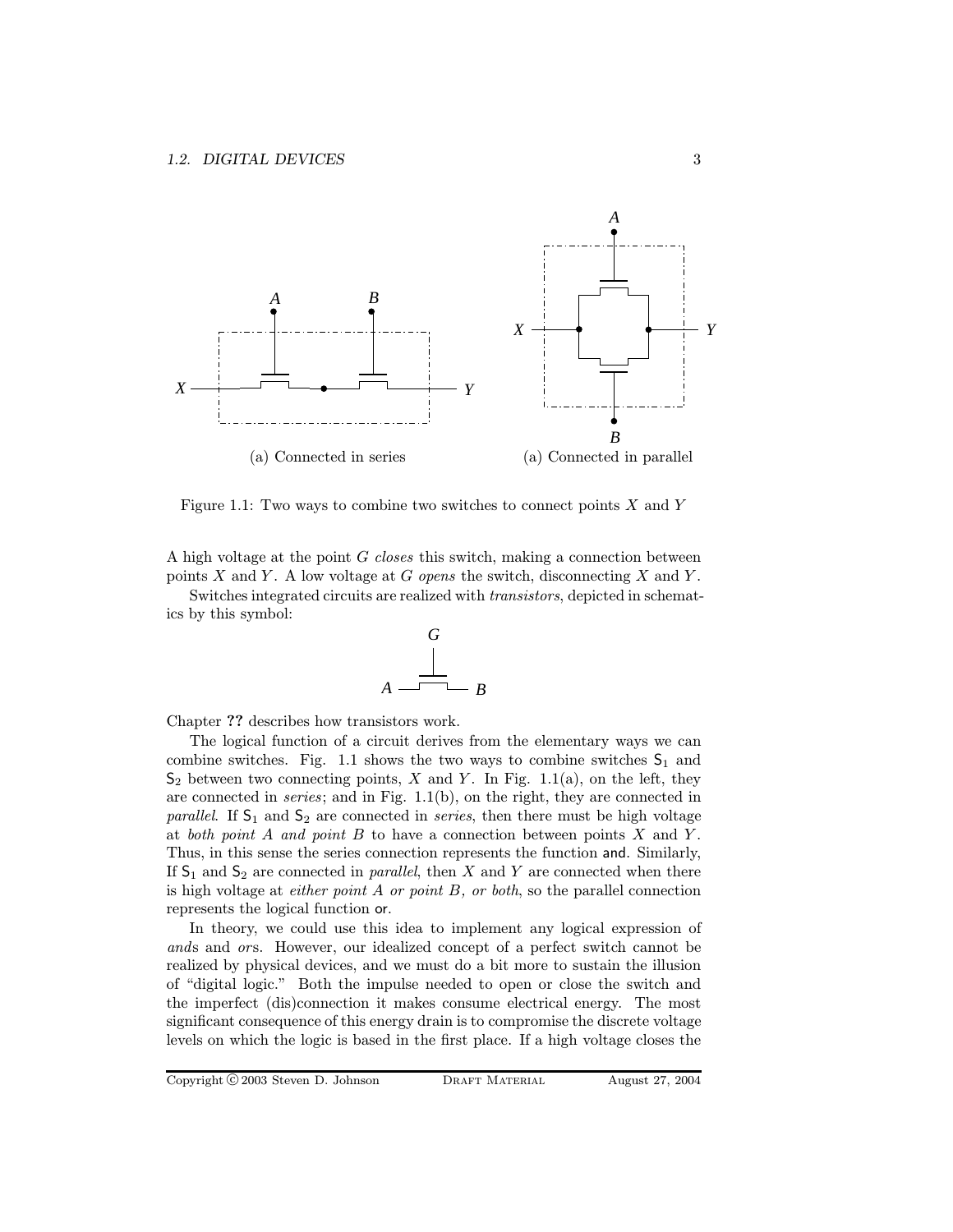(a) Connected in series

(a) Connected in parallel

Figure 1.1: Two ways to combine two switches to connect points $X$ and $Y$

A high voltage at the point $G$ *closes* this switch, making a connection between points $X$ and $Y$. A low voltage at $G$ *opens* the switch, disconnecting $X$ and $Y$.

Switches integrated circuits are realized with *transistors*, depicted in schematics by this symbol:

Chapter **??** describes how transistors work.

The logical function of a circuit derives from the elementary ways we can combine switches. Fig. 1.1 shows the two ways to combine switches $\mathsf{S}_1$ and $\mathsf{S}_2$ between two connecting points, $X$ and $Y$. In Fig. 1.1(a), on the left, they are connected in *series*; and in Fig. 1.1(b), on the right, they are connected in *parallel*. If $\mathsf{S}_1$ and $\mathsf{S}_2$ are connected in *series*, then there must be high voltage at *both point A and point B* to have a connection between points $X$ and $Y$. Thus, in this sense the series connection represents the function and. Similarly, If $\mathsf{S}_1$ and $\mathsf{S}_2$ are connected in *parallel*, then $X$ and $Y$ are connected when there is high voltage at *either point A or point B, or both*, so the parallel connection represents the logical function or.

In theory, we could use this idea to implement any logical expression of *ands* and *ors*. However, our idealized concept of a perfect switch cannot be realized by physical devices, and we must do a bit more to sustain the illusion of "digital logic." Both the impulse needed to open or close the switch and the imperfect (dis)connection it makes consume electrical energy. The most significant consequence of this energy drain is to compromise the discrete voltage levels on which the logic is based in the first place. If a high voltage closes the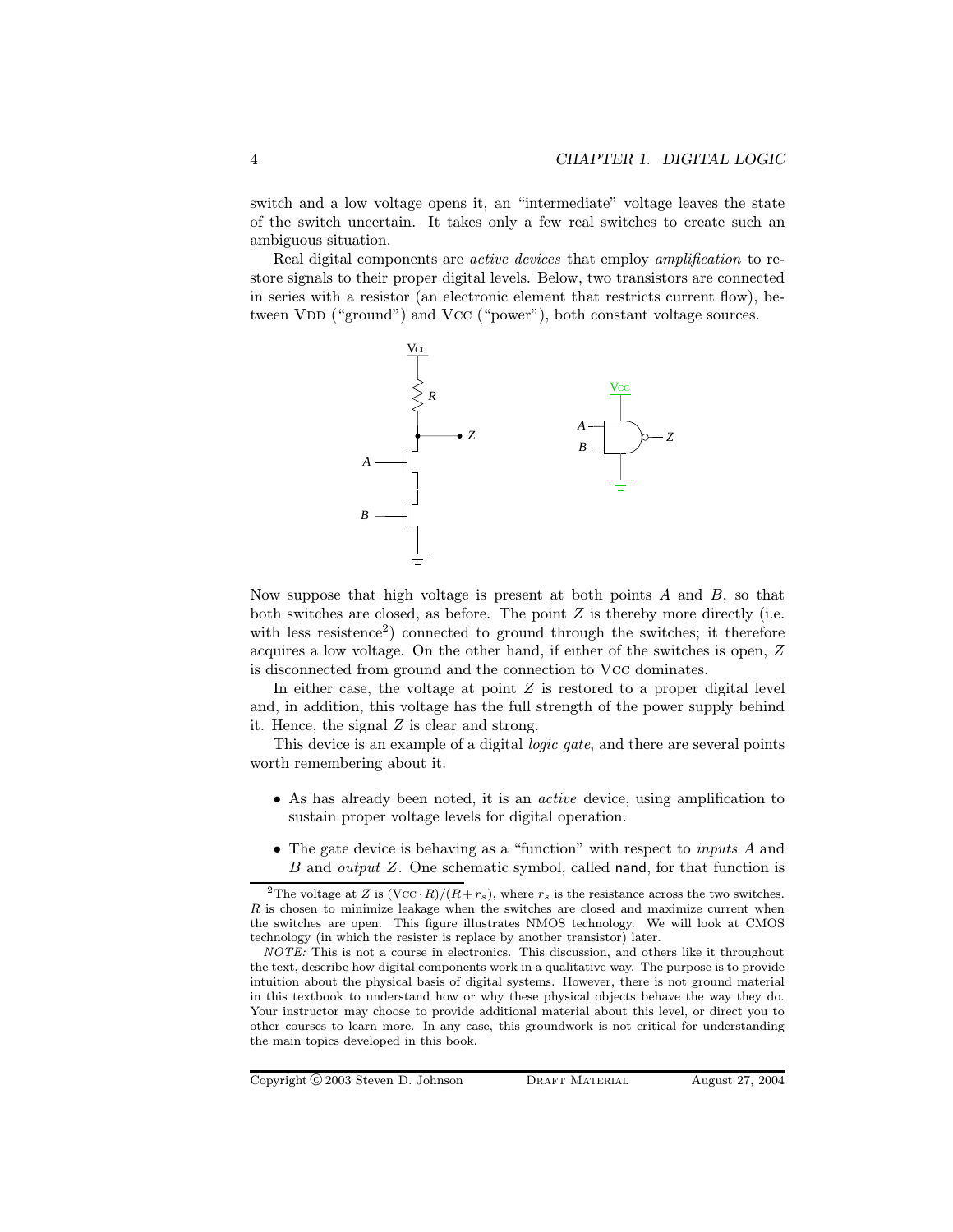switch and a low voltage opens it, an "intermediate" voltage leaves the state of the switch uncertain. It takes only a few real switches to create such an ambiguous situation.

Real digital components are *active devices* that employ *amplification* to restore signals to their proper digital levels. Below, two transistors are connected in series with a resistor (an electronic element that restricts current flow), between VDD ("ground") and VCC ("power"), both constant voltage sources.

Now suppose that high voltage is present at both points $A$ and $B$, so that both switches are closed, as before. The point $Z$ is thereby more directly (i.e. with less resistence[2]) connected to ground through the switches; it therefore acquires a low voltage. On the other hand, if either of the switches is open, $Z$ is disconnected from ground and the connection to VCC dominates.

In either case, the voltage at point $Z$ is restored to a proper digital level and, in addition, this voltage has the full strength of the power supply behind it. Hence, the signal $Z$ is clear and strong.

This device is an example of a digital *logic gate*, and there are several points worth remembering about it.

- As has already been noted, it is an *active* device, using amplification to sustain proper voltage levels for digital operation.

- The gate device is behaving as a "function" with respect to *inputs* $A$ and $B$ and *output* $Z$. One schematic symbol, called nand, for that function is

---

[2] The voltage at $Z$ is $(\text{V}_{\text{CC}} \cdot R)/(R + r_s)$, where $r_s$ is the resistance across the two switches. $R$ is chosen to minimize leakage when the switches are closed and maximize current when the switches are open. This figure illustrates NMOS technology. We will look at CMOS technology (in which the resister is replace by another transistor) later.

*NOTE:* This is not a course in electronics. This discussion, and others like it throughout the text, describe how digital components work in a qualitative way. The purpose is to provide intuition about the physical basis of digital systems. However, there is not ground material in this textbook to understand how or why these physical objects behave the way they do. Your instructor may choose to provide additional material about this level, or direct you to other courses to learn more. In any case, this groundwork is not critical for understanding the main topics developed in this book.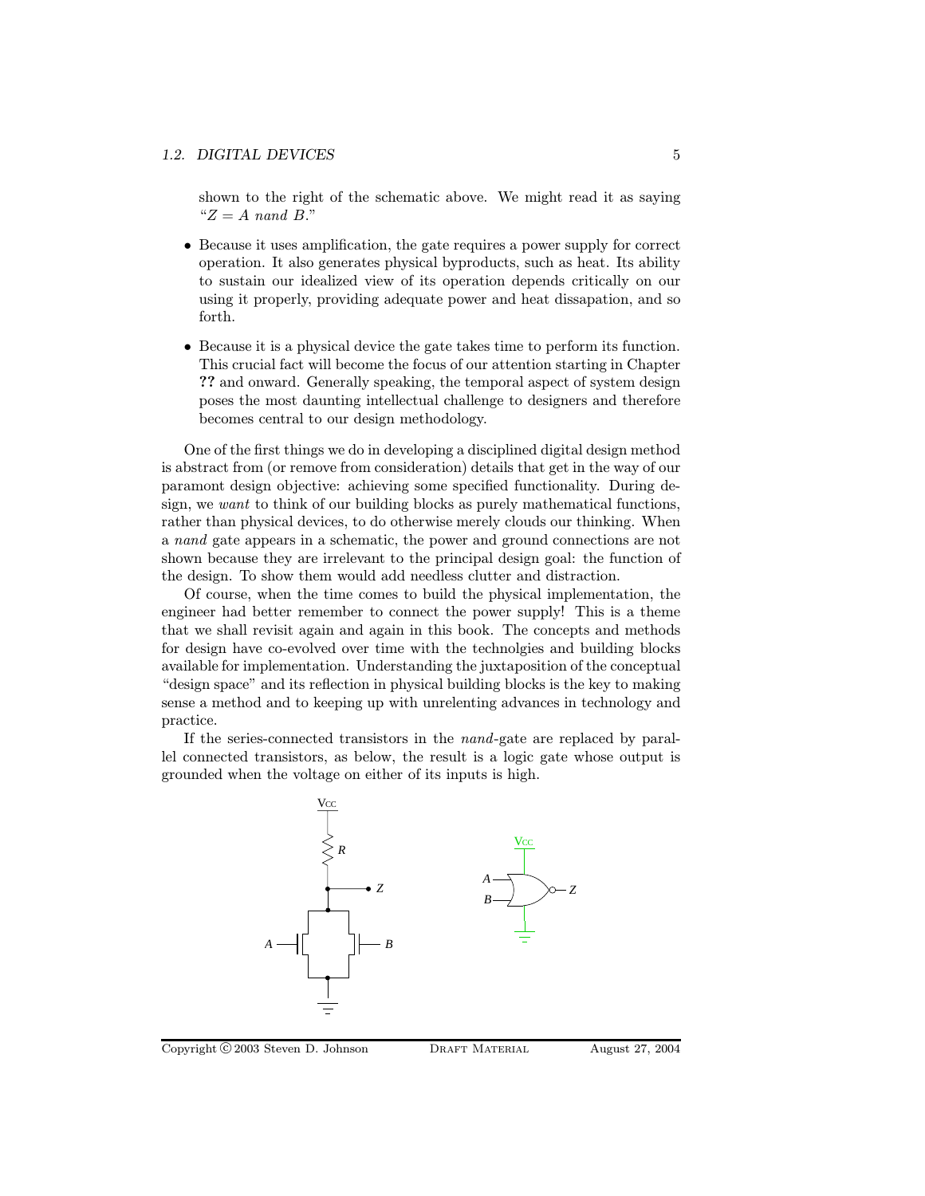shown to the right of the schematic above. We might read it as saying "$Z = A$ *nand* $B$."

- Because it uses amplification, the gate requires a power supply for correct operation. It also generates physical byproducts, such as heat. Its ability to sustain our idealized view of its operation depends critically on our using it properly, providing adequate power and heat dissapation, and so forth.

- Because it is a physical device the gate takes time to perform its function. This crucial fact will become the focus of our attention starting in Chapter **??** and onward. Generally speaking, the temporal aspect of system design poses the most daunting intellectual challenge to designers and therefore becomes central to our design methodology.

One of the first things we do in developing a disciplined digital design method is abstract from (or remove from consideration) details that get in the way of our paramont design objective: achieving some specified functionality. During design, we *want* to think of our building blocks as purely mathematical functions, rather than physical devices, to do otherwise merely clouds our thinking. When a *nand* gate appears in a schematic, the power and ground connections are not shown because they are irrelevant to the principal design goal: the function of the design. To show them would add needless clutter and distraction.

Of course, when the time comes to build the physical implementation, the engineer had better remember to connect the power supply! This is a theme that we shall revisit again and again in this book. The concepts and methods for design have co-evolved over time with the technolgies and building blocks available for implementation. Understanding the juxtaposition of the conceptual "design space" and its reflection in physical building blocks is the key to making sense a method and to keeping up with unrelenting advances in technology and practice.

If the series-connected transistors in the *nand*-gate are replaced by parallel connected transistors, as below, the result is a logic gate whose output is grounded when the voltage on either of its inputs is high.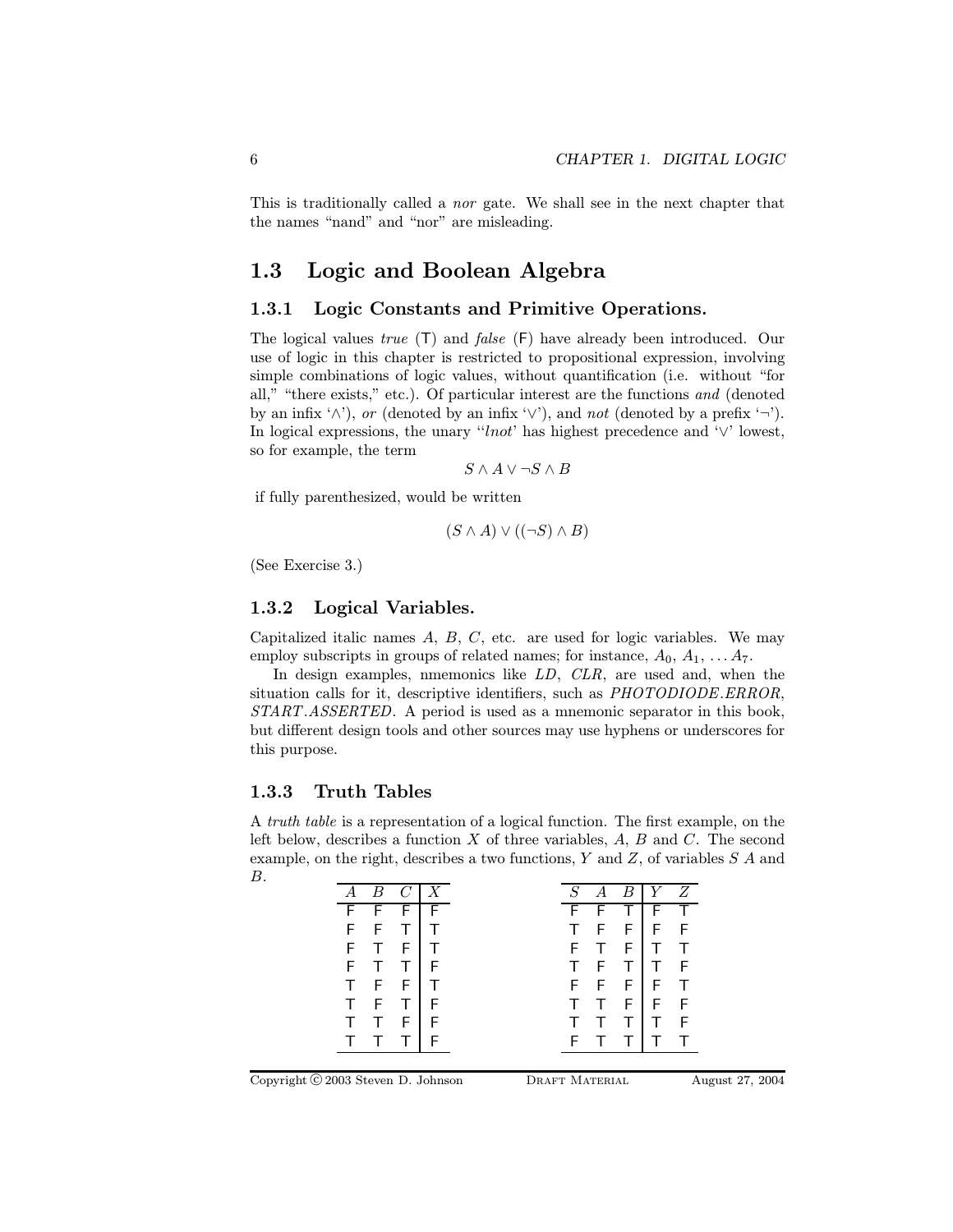This is traditionally called a *nor* gate. We shall see in the next chapter that the names "nand" and "nor" are misleading.

## 1.3 Logic and Boolean Algebra

### 1.3.1 Logic Constants and Primitive Operations.

The logical values *true* (T) and *false* (F) have already been introduced. Our use of logic in this chapter is restricted to propositional expression, involving simple combinations of logic values, without quantification (i.e. without "for all," "there exists," etc.). Of particular interest are the functions *and* (denoted by an infix '$\wedge$'), *or* (denoted by an infix '$\vee$'), and *not* (denoted by a prefix '$\neg$'). In logical expressions, the unary "*lnot*' has highest precedence and '$\vee$' lowest, so for example, the term

$$S \wedge A \vee \neg S \wedge B$$

if fully parenthesized, would be written

$$(S \wedge A) \vee ((\neg S) \wedge B)$$

(See Exercise 3.)

### 1.3.2 Logical Variables.

Capitalized italic names $A$, $B$, $C$, etc. are used for logic variables. We may employ subscripts in groups of related names; for instance, $A_0$, $A_1$, $\ldots A_7$.

In design examples, nmemonics like *LD*, *CLR*, are used and, when the situation calls for it, descriptive identifiers, such as *PHOTODIODE.ERROR*, *START.ASSERTED*. A period is used as a mnemonic separator in this book, but different design tools and other sources may use hyphens or underscores for this purpose.

### 1.3.3 Truth Tables

A *truth table* is a representation of a logical function. The first example, on the left below, describes a function $X$ of three variables, $A$, $B$ and $C$. The second example, on the right, describes a two functions, $Y$ and $Z$, of variables $S$ $A$ and $B$.

| $A$ | $B$ | $C$ | $X$ |
|---|---|---|---|
| F | F | F | F |
| F | F | T | T |
| F | T | F | T |
| F | T | T | F |
| T | F | F | T |
| T | F | T | F |
| T | T | F | F |
| T | T | T | F |

| $S$ | $A$ | $B$ | $Y$ | $Z$ |
|---|---|---|---|---|
| F | F | T | F | T |
| T | F | F | F | F |
| F | T | F | T | T |
| T | F | T | T | F |
| F | F | F | F | T |
| T | T | F | F | F |
| T | T | T | T | F |
| F | T | T | T | T |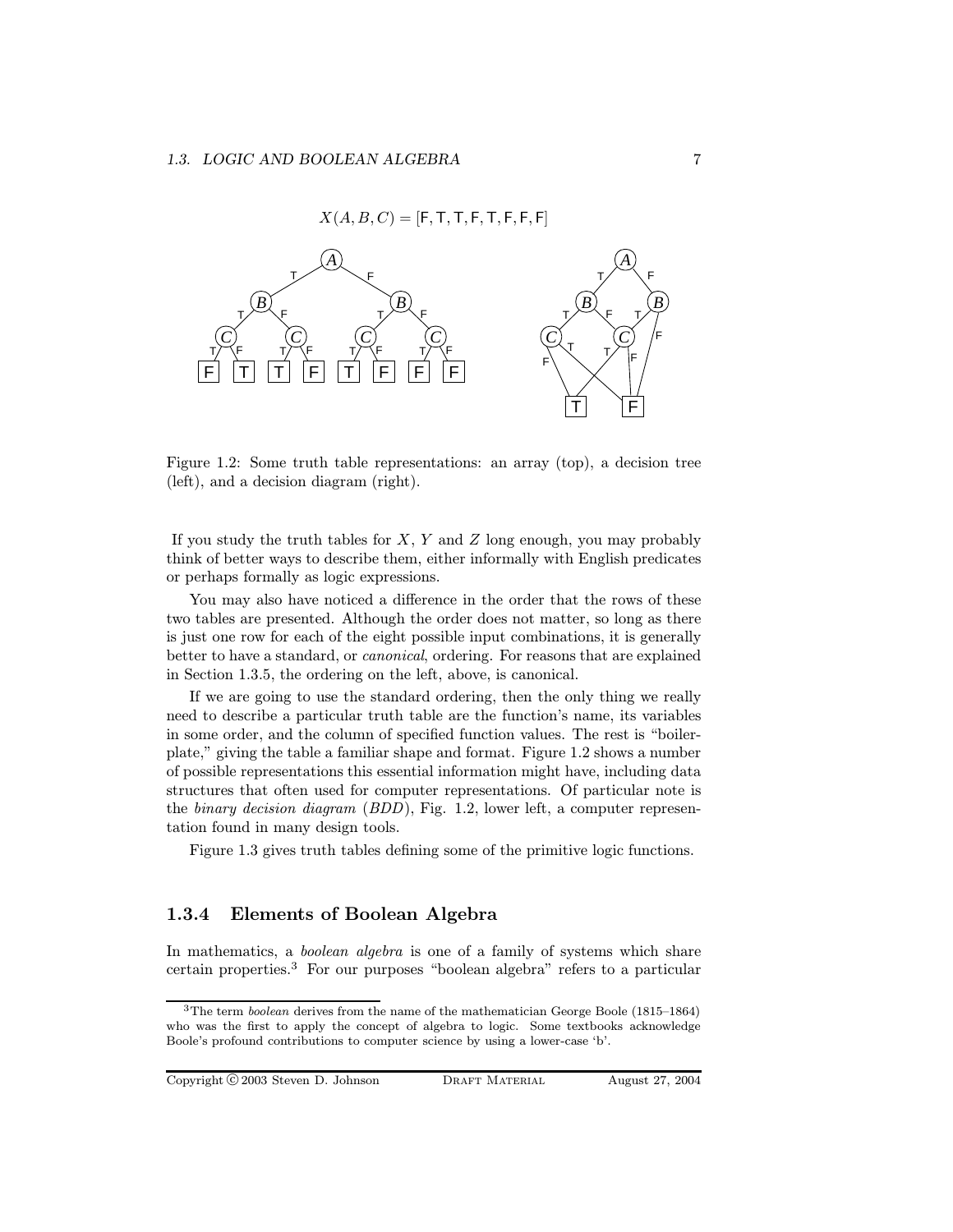$X(A, B, C) = [\mathsf{F}, \mathsf{T}, \mathsf{T}, \mathsf{F}, \mathsf{T}, \mathsf{F}, \mathsf{F}, \mathsf{F}]$

Figure 1.2: Some truth table representations: an array (top), a decision tree (left), and a decision diagram (right).

If you study the truth tables for $X$, $Y$ and $Z$ long enough, you may probably think of better ways to describe them, either informally with English predicates or perhaps formally as logic expressions.

You may also have noticed a difference in the order that the rows of these two tables are presented. Although the order does not matter, so long as there is just one row for each of the eight possible input combinations, it is generally better to have a standard, or *canonical*, ordering. For reasons that are explained in Section 1.3.5, the ordering on the left, above, is canonical.

If we are going to use the standard ordering, then the only thing we really need to describe a particular truth table are the function's name, its variables in some order, and the column of specified function values. The rest is "boilerplate," giving the table a familiar shape and format. Figure 1.2 shows a number of possible representations this essential information might have, including data structures that often used for computer representations. Of particular note is the *binary decision diagram* (*BDD*), Fig. 1.2, lower left, a computer representation found in many design tools.

Figure 1.3 gives truth tables defining some of the primitive logic functions.

### 1.3.4 Elements of Boolean Algebra

In mathematics, a *boolean algebra* is one of a family of systems which share certain properties.[3] For our purposes "boolean algebra" refers to a particular

[3] The term *boolean* derives from the name of the mathematician George Boole (1815–1864) who was the first to apply the concept of algebra to logic. Some textbooks acknowledge Boole's profound contributions to computer science by using a lower-case 'b'.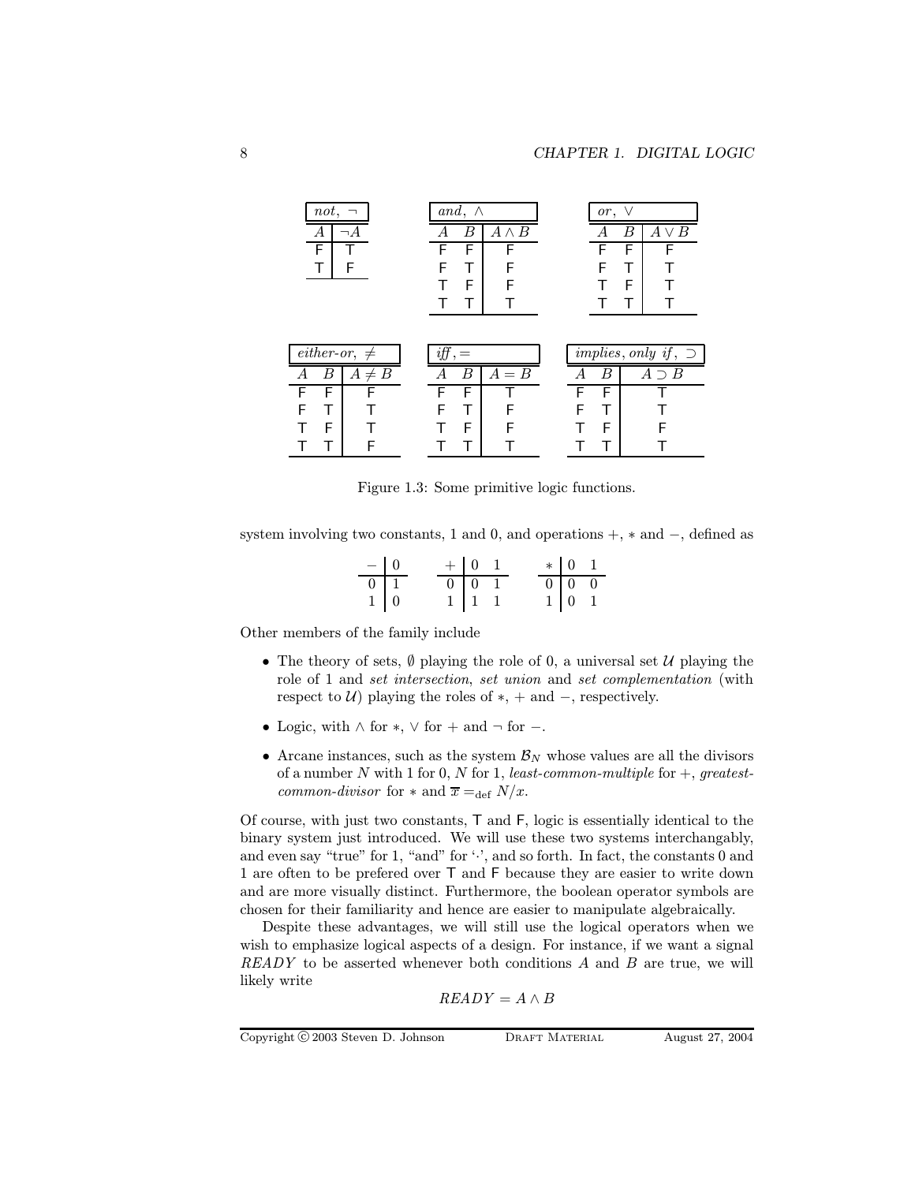| *not*, $\neg$ | |
|---|---|
| $A$ | $\neg A$ |
| F | T |
| T | F |

| *and*, $\wedge$ | | |
|---|---|---|
| $A$ | $B$ | $A \wedge B$ |
| F | F | F |
| F | T | F |
| T | F | F |
| T | T | T |

| *or*, $\vee$ | | |
|---|---|---|
| $A$ | $B$ | $A \vee B$ |
| F | F | F |
| F | T | T |
| T | F | T |
| T | T | T |

| *either-or*, $\neq$ | | |
|---|---|---|
| $A$ | $B$ | $A \neq B$ |
| F | F | F |
| F | T | T |
| T | F | T |
| T | T | F |

| *iff*, $=$ | | |
|---|---|---|
| $A$ | $B$ | $A = B$ |
| F | F | T |
| F | T | F |
| T | F | F |
| T | T | T |

| *implies*, *only if*, $\supset$ | | |
|---|---|---|
| $A$ | $B$ | $A \supset B$ |
| F | F | T |
| F | T | T |
| T | F | F |
| T | T | T |

Figure 1.3: Some primitive logic functions.

system involving two constants, 1 and 0, and operations $+$, $*$ and $-$, defined as

| $-$ | 0 |
|---|---|
| 0 | 1 |
| 1 | 0 |

| $+$ | 0 | 1 |
|---|---|---|
| 0 | 0 | 1 |
| 1 | 1 | 1 |

| $*$ | 0 | 1 |
|---|---|---|
| 0 | 0 | 0 |
| 1 | 0 | 1 |

Other members of the family include

- The theory of sets, $\emptyset$ playing the role of 0, a universal set $\mathcal{U}$ playing the role of 1 and *set intersection*, *set union* and *set complementation* (with respect to $\mathcal{U}$) playing the roles of $*$, $+$ and $-$, respectively.
- Logic, with $\wedge$ for $*$, $\vee$ for $+$ and $\neg$ for $-$.
- Arcane instances, such as the system $\mathcal{B}_N$ whose values are all the divisors of a number $N$ with 1 for 0, $N$ for 1, *least-common-multiple* for $+$, *greatest-common-divisor* for $*$ and $\overline{x} =_{\text{def}} N/x$.

Of course, with just two constants, T and F, logic is essentially identical to the binary system just introduced. We will use these two systems interchangably, and even say "true" for 1, "and" for '$\cdot$', and so forth. In fact, the constants 0 and 1 are often to be prefered over T and F because they are easier to write down and are more visually distinct. Furthermore, the boolean operator symbols are chosen for their familiarity and hence are easier to manipulate algebraically.

Despite these advantages, we will still use the logical operators when we wish to emphasize logical aspects of a design. For instance, if we want a signal *READY* to be asserted whenever both conditions $A$ and $B$ are true, we will likely write

$$READY = A \wedge B$$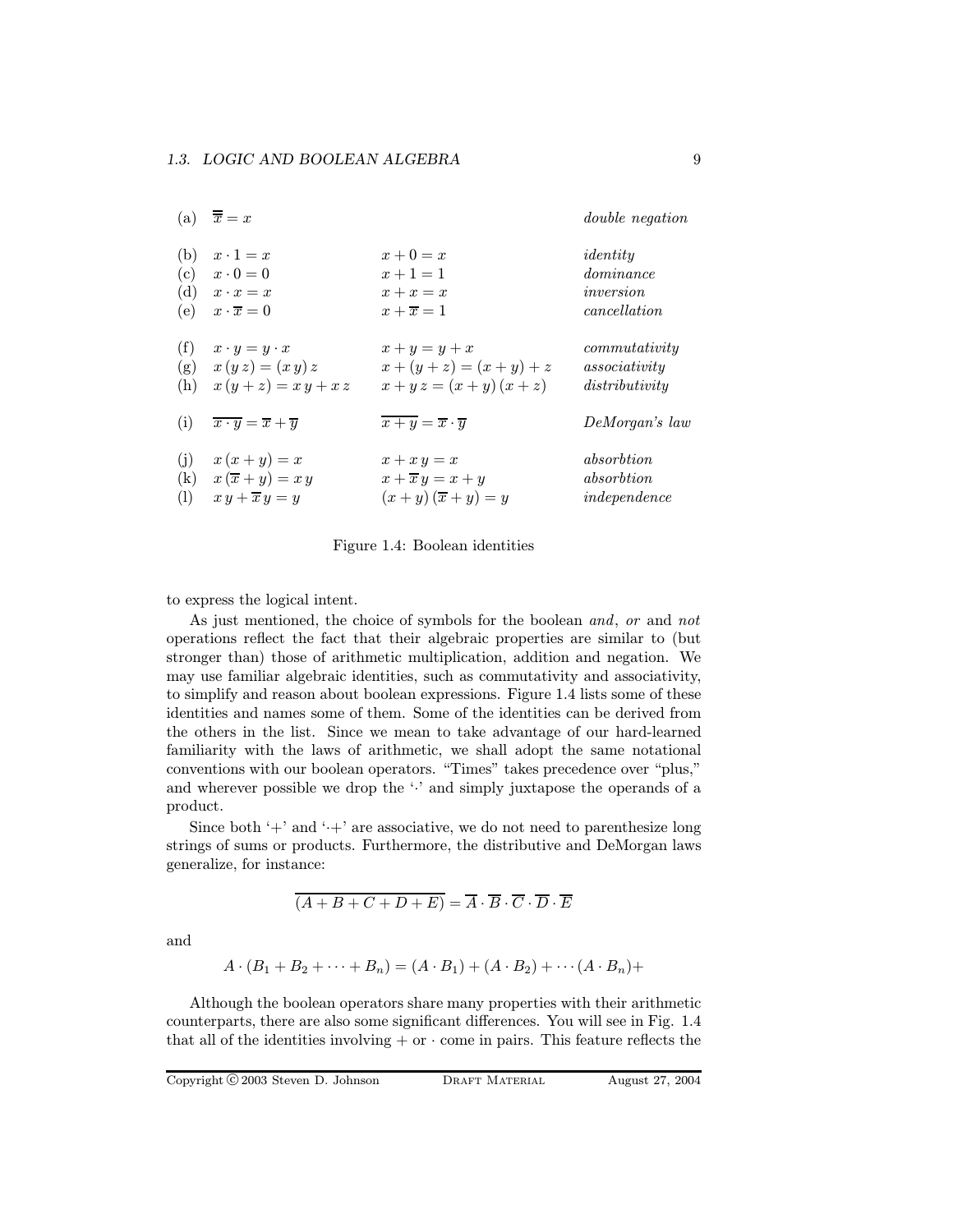| | | | |
|---|---|---|---|
| (a) | $\overline{\overline{x}} = x$ | | *double negation* |
| (b) | $x \cdot 1 = x$ | $x + 0 = x$ | *identity* |
| (c) | $x \cdot 0 = 0$ | $x + 1 = 1$ | *dominance* |
| (d) | $x \cdot x = x$ | $x + x = x$ | *inversion* |
| (e) | $x \cdot \overline{x} = 0$ | $x + \overline{x} = 1$ | *cancellation* |
| (f) | $x \cdot y = y \cdot x$ | $x + y = y + x$ | *commutativity* |
| (g) | $x\,(y\,z) = (x\,y)\,z$ | $x + (y + z) = (x + y) + z$ | *associativity* |
| (h) | $x\,(y + z) = x\,y + x\,z$ | $x + y\,z = (x + y)\,(x + z)$ | *distributivity* |
| (i) | $\overline{x \cdot y} = \overline{x} + \overline{y}$ | $\overline{x + y} = \overline{x} \cdot \overline{y}$ | *DeMorgan's law* |
| (j) | $x\,(x + y) = x$ | $x + x\,y = x$ | *absorbtion* |
| (k) | $x\,(\overline{x} + y) = x\,y$ | $x + \overline{x}\,y = x + y$ | *absorbtion* |
| (l) | $x\,y + \overline{x}\,y = y$ | $(x + y)\,(\overline{x} + y) = y$ | *independence* |

Figure 1.4: Boolean identities

to express the logical intent.

As just mentioned, the choice of symbols for the boolean *and*, *or* and *not* operations reflect the fact that their algebraic properties are similar to (but stronger than) those of arithmetic multiplication, addition and negation. We may use familiar algebraic identities, such as commutativity and associativity, to simplify and reason about boolean expressions. Figure 1.4 lists some of these identities and names some of them. Some of the identities can be derived from the others in the list. Since we mean to take advantage of our hard-learned familiarity with the laws of arithmetic, we shall adopt the same notational conventions with our boolean operators. "Times" takes precedence over "plus," and wherever possible we drop the '·' and simply juxtapose the operands of a product.

Since both '+' and '·+' are associative, we do not need to parenthesize long strings of sums or products. Furthermore, the distributive and DeMorgan laws generalize, for instance:

$$\overline{(A + B + C + D + E)} = \overline{A} \cdot \overline{B} \cdot \overline{C} \cdot \overline{D} \cdot \overline{E}$$

and

$$A \cdot (B_1 + B_2 + \cdots + B_n) = (A \cdot B_1) + (A \cdot B_2) + \cdots (A \cdot B_n) +$$

Although the boolean operators share many properties with their arithmetic counterparts, there are also some significant differences. You will see in Fig. 1.4 that all of the identities involving + or · come in pairs. This feature reflects the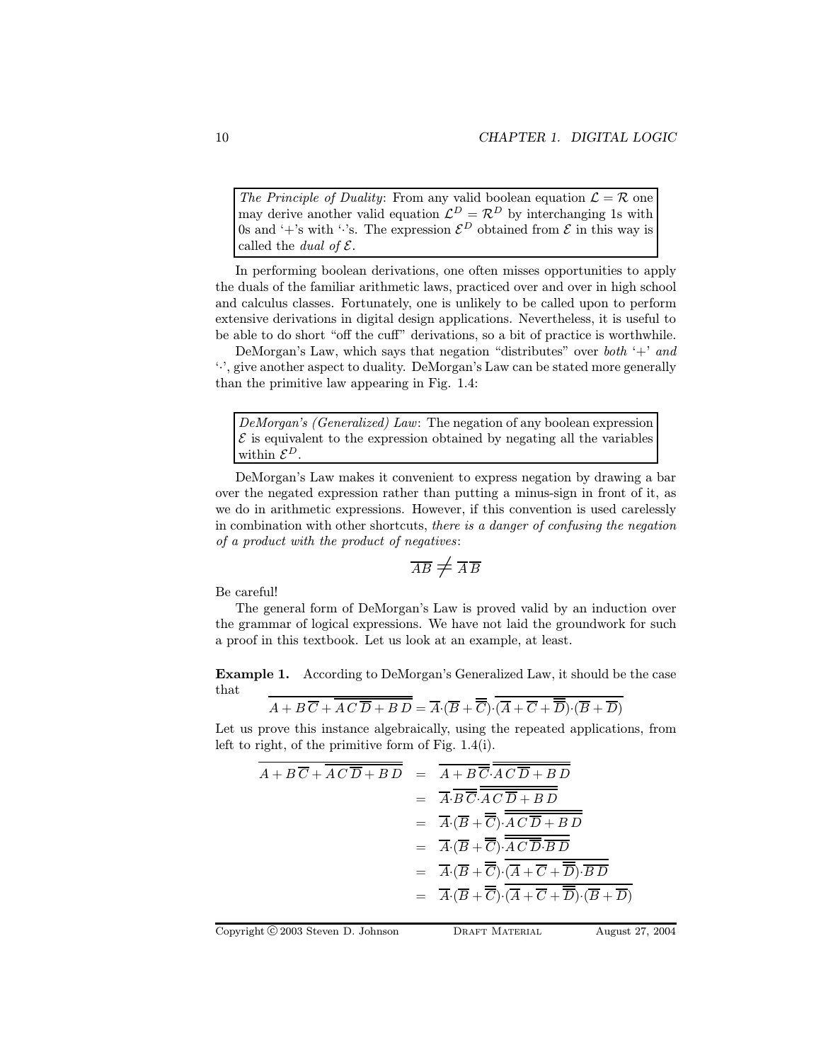> *The Principle of Duality*: From any valid boolean equation $\mathcal{L} = \mathcal{R}$ one may derive another valid equation $\mathcal{L}^D = \mathcal{R}^D$ by interchanging 1s with 0s and '+'s with '·'s. The expression $\mathcal{E}^D$ obtained from $\mathcal{E}$ in this way is called the *dual of* $\mathcal{E}$.

In performing boolean derivations, one often misses opportunities to apply the duals of the familiar arithmetic laws, practiced over and over in high school and calculus classes. Fortunately, one is unlikely to be called upon to perform extensive derivations in digital design applications. Nevertheless, it is useful to be able to do short "off the cuff" derivations, so a bit of practice is worthwhile.

DeMorgan's Law, which says that negation "distributes" over *both* '+' *and* '·', give another aspect to duality. DeMorgan's Law can be stated more generally than the primitive law appearing in Fig. 1.4:

> *DeMorgan's (Generalized) Law*: The negation of any boolean expression $\mathcal{E}$ is equivalent to the expression obtained by negating all the variables within $\mathcal{E}^D$.

DeMorgan's Law makes it convenient to express negation by drawing a bar over the negated expression rather than putting a minus-sign in front of it, as we do in arithmetic expressions. However, if this convention is used carelessly in combination with other shortcuts, *there is a danger of confusing the negation of a product with the product of negatives*:

$$\overline{AB} \neq \overline{A}\,\overline{B}$$

Be careful!

The general form of DeMorgan's Law is proved valid by an induction over the grammar of logical expressions. We have not laid the groundwork for such a proof in this textbook. Let us look at an example, at least.

**Example 1.** According to DeMorgan's Generalized Law, it should be the case that

$$\overline{A + B\,\overline{C} + \overline{A\,C\,\overline{D} + B\,D}} = \overline{A}\cdot(\overline{B} + \overline{\overline{C}})\cdot\overline{(\overline{A} + \overline{C} + \overline{\overline{D}})\cdot(\overline{B} + \overline{D})}$$

Let us prove this instance algebraically, using the repeated applications, from left to right, of the primitive form of Fig. 1.4(i).

$$
\begin{aligned}
\overline{A + B\,\overline{C} + \overline{A\,C\,\overline{D} + B\,D}} &= \overline{A + B\,\overline{C}}\cdot\overline{\overline{A\,C\,\overline{D} + B\,D}} \\
&= \overline{A}\cdot\overline{B\,\overline{C}}\cdot\overline{\overline{A\,C\,\overline{D} + B\,D}} \\
&= \overline{A}\cdot(\overline{B} + \overline{\overline{C}})\cdot\overline{\overline{A\,C\,\overline{D} + B\,D}} \\
&= \overline{A}\cdot(\overline{B} + \overline{\overline{C}})\cdot\overline{\overline{A\,C\,\overline{D}}\cdot\overline{B\,D}} \\
&= \overline{A}\cdot(\overline{B} + \overline{\overline{C}})\cdot\overline{(\overline{A} + \overline{C} + \overline{\overline{D}})\cdot\overline{B\,D}} \\
&= \overline{A}\cdot(\overline{B} + \overline{\overline{C}})\cdot\overline{(\overline{A} + \overline{C} + \overline{\overline{D}})\cdot(\overline{B} + \overline{D})}
\end{aligned}
$$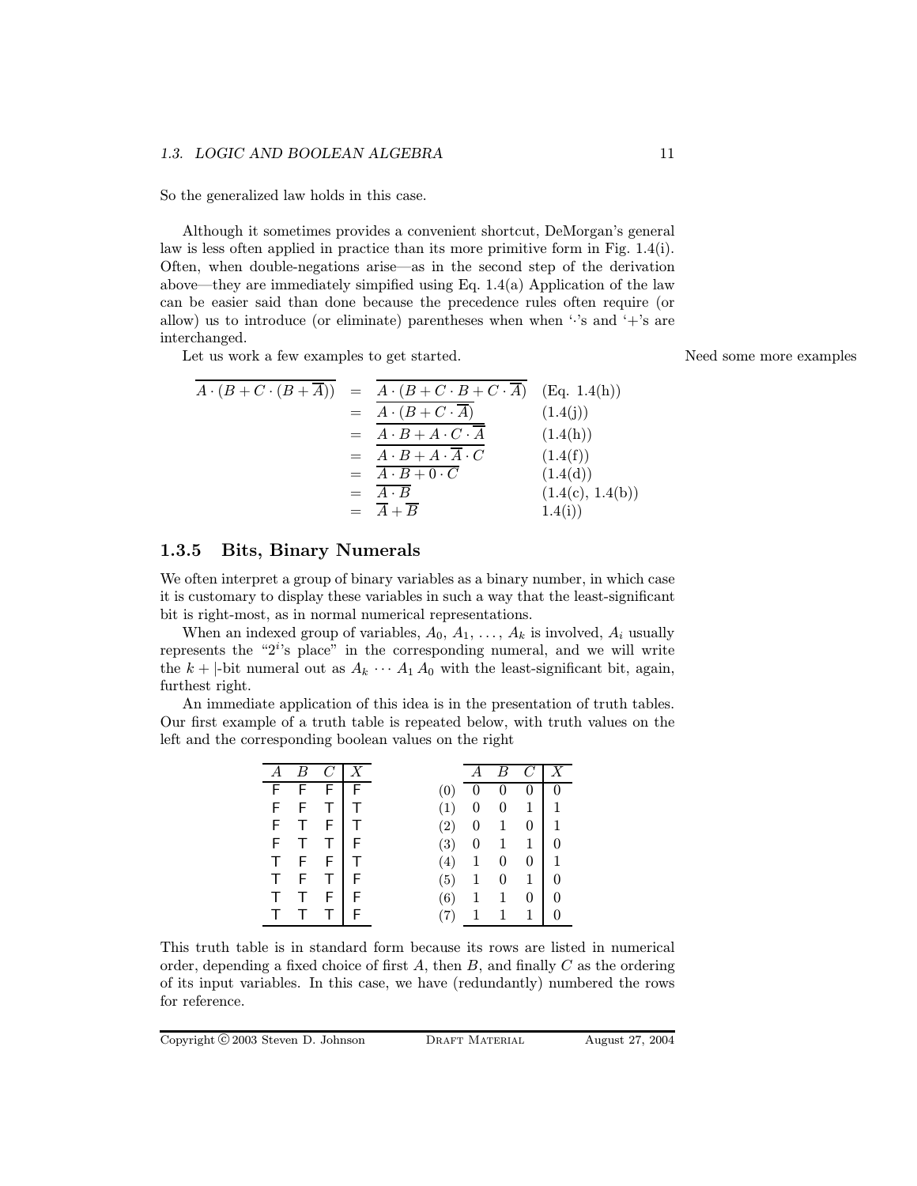So the generalized law holds in this case.

Although it sometimes provides a convenient shortcut, DeMorgan's general law is less often applied in practice than its more primitive form in Fig. 1.4(i). Often, when double-negations arise—as in the second step of the derivation above—they are immediately simpified using Eq. 1.4(a) Application of the law can be easier said than done because the precedence rules often require (or allow) us to introduce (or eliminate) parentheses when when '$\cdot$'s and '+'s are interchanged.

Let us work a few examples to get started. Need some more examples

$$
\begin{array}{rcll}
\overline{A \cdot (B + C \cdot (B + \overline{A}))} & = & \overline{A \cdot (B + C \cdot B + C \cdot \overline{A})} & \text{(Eq. 1.4(h))} \\
 & = & \overline{A \cdot (B + C \cdot \overline{A})} & \text{(1.4(j))} \\
 & = & \overline{A \cdot B + A \cdot C \cdot \overline{A}} & \text{(1.4(h))} \\
 & = & \overline{A \cdot B + A \cdot \overline{A} \cdot C} & \text{(1.4(f))} \\
 & = & \overline{A \cdot B + 0 \cdot C} & \text{(1.4(d))} \\
 & = & \overline{A \cdot B} & \text{(1.4(c), 1.4(b))} \\
 & = & \overline{A} + \overline{B} & \text{1.4(i))}
\end{array}
$$

### 1.3.5 Bits, Binary Numerals

We often interpret a group of binary variables as a binary number, in which case it is customary to display these variables in such a way that the least-significant bit is right-most, as in normal numerical representations.

When an indexed group of variables, $A_0, A_1, \ldots, A_k$ is involved, $A_i$ usually represents the "$2^i$'s place" in the corresponding numeral, and we will write the $k+|$-bit numeral out as $A_k \cdots A_1 A_0$ with the least-significant bit, again, furthest right.

An immediate application of this idea is in the presentation of truth tables. Our first example of a truth table is repeated below, with truth values on the left and the corresponding boolean values on the right

| $A$ | $B$ | $C$ | $X$ |
|---|---|---|---|
| F | F | F | F |
| F | F | T | T |
| F | T | F | T |
| F | T | T | F |
| T | F | F | T |
| T | F | T | F |
| T | T | F | F |
| T | T | T | F |

| | $A$ | $B$ | $C$ | $X$ |
|---|---|---|---|---|
| (0) | 0 | 0 | 0 | 0 |
| (1) | 0 | 0 | 1 | 1 |
| (2) | 0 | 1 | 0 | 1 |
| (3) | 0 | 1 | 1 | 0 |
| (4) | 1 | 0 | 0 | 1 |
| (5) | 1 | 0 | 1 | 0 |
| (6) | 1 | 1 | 0 | 0 |
| (7) | 1 | 1 | 1 | 0 |

This truth table is in standard form because its rows are listed in numerical order, depending a fixed choice of first $A$, then $B$, and finally $C$ as the ordering of its input variables. In this case, we have (redundantly) numbered the rows for reference.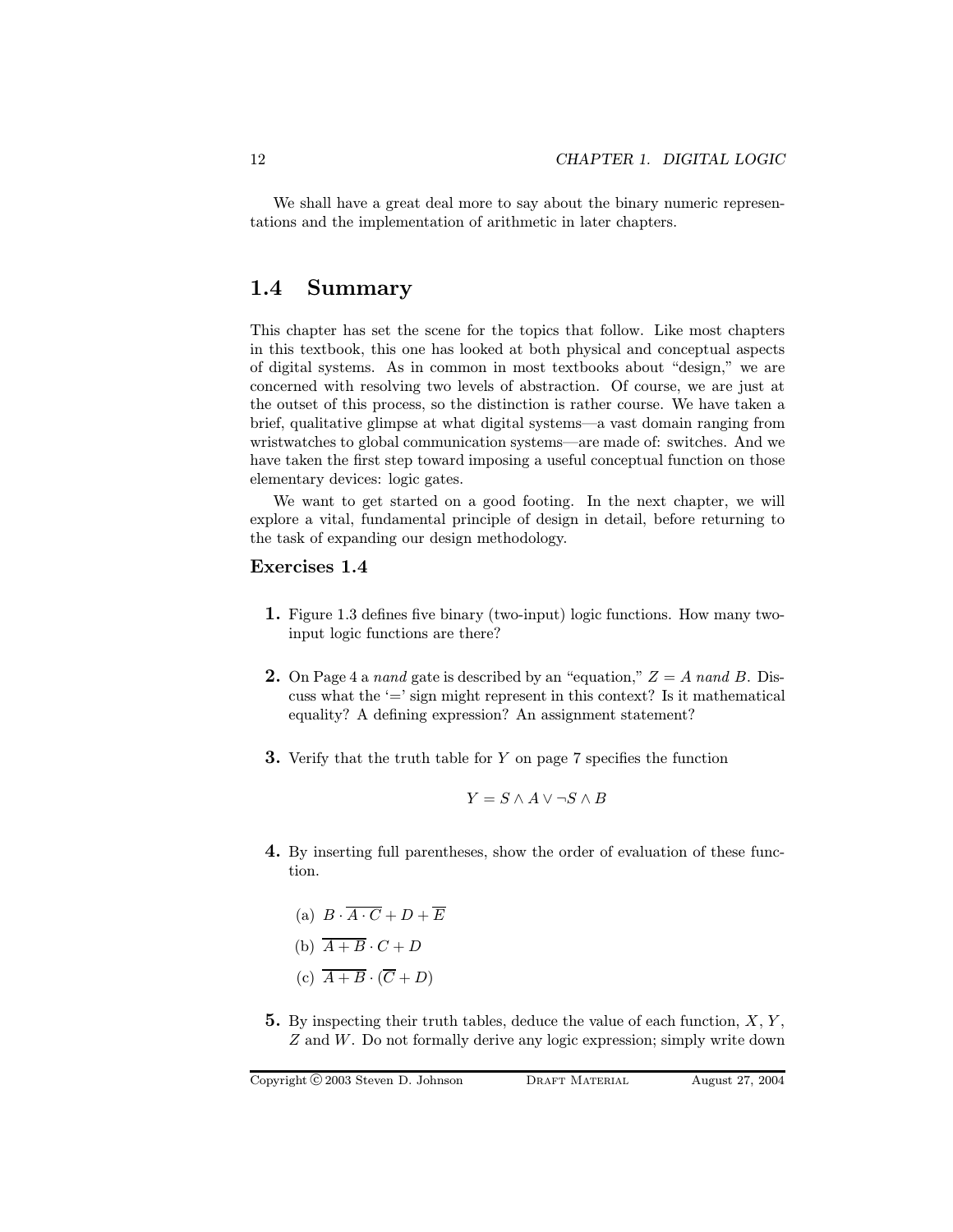We shall have a great deal more to say about the binary numeric representations and the implementation of arithmetic in later chapters.

## 1.4 Summary

This chapter has set the scene for the topics that follow. Like most chapters in this textbook, this one has looked at both physical and conceptual aspects of digital systems. As in common in most textbooks about "design," we are concerned with resolving two levels of abstraction. Of course, we are just at the outset of this process, so the distinction is rather course. We have taken a brief, qualitative glimpse at what digital systems—a vast domain ranging from wristwatches to global communication systems—are made of: switches. And we have taken the first step toward imposing a useful conceptual function on those elementary devices: logic gates.

We want to get started on a good footing. In the next chapter, we will explore a vital, fundamental principle of design in detail, before returning to the task of expanding our design methodology.

### Exercises 1.4

**1.** Figure 1.3 defines five binary (two-input) logic functions. How many two-input logic functions are there?

**2.** On Page 4 a *nand* gate is described by an "equation," $Z = A \; nand \; B$. Discuss what the '=' sign might represent in this context? Is it mathematical equality? A defining expression? An assignment statement?

**3.** Verify that the truth table for $Y$ on page 7 specifies the function

$$Y = S \wedge A \vee \neg S \wedge B$$

**4.** By inserting full parentheses, show the order of evaluation of these function.

(a) $B \cdot \overline{A \cdot C} + D + \overline{E}$

(b) $\overline{A + B} \cdot C + D$

(c) $\overline{A + B} \cdot (\overline{C} + D)$

**5.** By inspecting their truth tables, deduce the value of each function, $X$, $Y$, $Z$ and $W$. Do not formally derive any logic expression; simply write down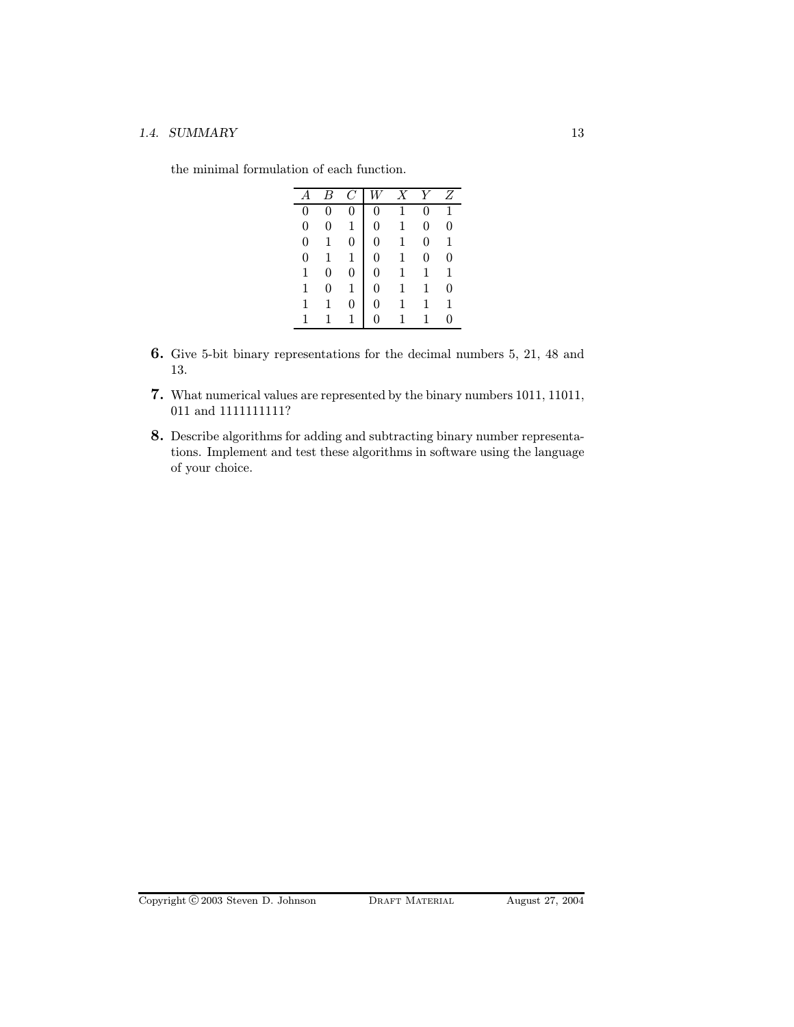the minimal formulation of each function.

| $A$ | $B$ | $C$ | $W$ | $X$ | $Y$ | $Z$ |
|---|---|---|---|---|---|---|
| 0 | 0 | 0 | 0 | 1 | 0 | 1 |
| 0 | 0 | 1 | 0 | 1 | 0 | 0 |
| 0 | 1 | 0 | 0 | 1 | 0 | 1 |
| 0 | 1 | 1 | 0 | 1 | 0 | 0 |
| 1 | 0 | 0 | 0 | 1 | 1 | 1 |
| 1 | 0 | 1 | 0 | 1 | 1 | 0 |
| 1 | 1 | 0 | 0 | 1 | 1 | 1 |
| 1 | 1 | 1 | 0 | 1 | 1 | 0 |

**6.** Give 5-bit binary representations for the decimal numbers 5, 21, 48 and 13.

**7.** What numerical values are represented by the binary numbers 1011, 11011, 011 and 1111111111?

**8.** Describe algorithms for adding and subtracting binary number representations. Implement and test these algorithms in software using the language of your choice.